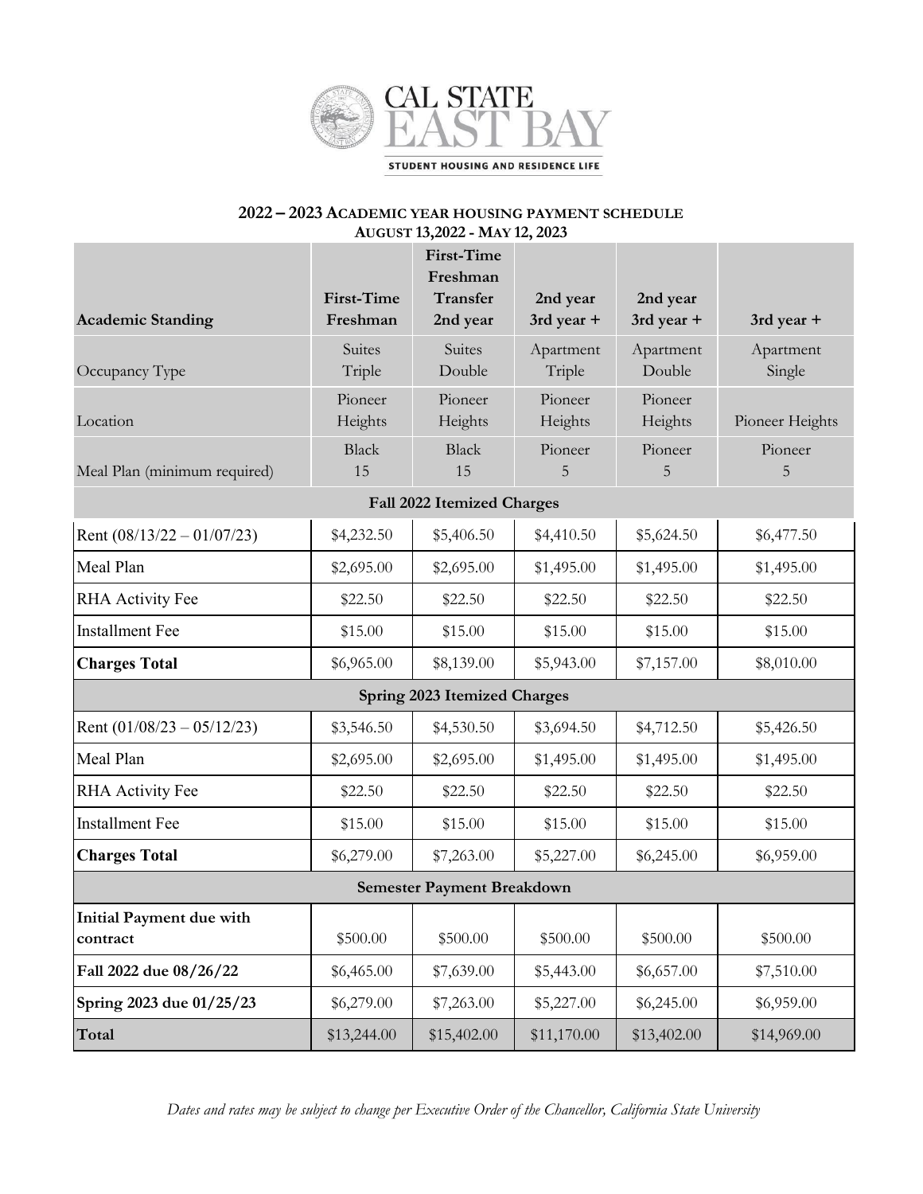CAL STATE EAST BAY

STUDENT HOUSING AND RESIDENCE LIFE

## 2022 – 2023 ACADEMIC YEAR HOUSING PAYMENT SCHEDULE

### AUGUST 13,2022 - MAY 12, 2023

| Academic Standing | First-Time Freshman | First-Time Freshman Transfer 2nd year | 2nd year 3rd year + | 2nd year 3rd year + | 3rd year + |
|---|---|---|---|---|---|
| Occupancy Type | Suites Triple | Suites Double | Apartment Triple | Apartment Double | Apartment Single |
| Location | Pioneer Heights | Pioneer Heights | Pioneer Heights | Pioneer Heights | Pioneer Heights |
| Meal Plan (minimum required) | Black 15 | Black 15 | Pioneer 5 | Pioneer 5 | Pioneer 5 |
| **Fall 2022 Itemized Charges** | | | | | |
| Rent (08/13/22 – 01/07/23) | $4,232.50 | $5,406.50 | $4,410.50 | $5,624.50 | $6,477.50 |
| Meal Plan | $2,695.00 | $2,695.00 | $1,495.00 | $1,495.00 | $1,495.00 |
| RHA Activity Fee | $22.50 | $22.50 | $22.50 | $22.50 | $22.50 |
| Installment Fee | $15.00 | $15.00 | $15.00 | $15.00 | $15.00 |
| **Charges Total** | $6,965.00 | $8,139.00 | $5,943.00 | $7,157.00 | $8,010.00 |
| **Spring 2023 Itemized Charges** | | | | | |
| Rent (01/08/23 – 05/12/23) | $3,546.50 | $4,530.50 | $3,694.50 | $4,712.50 | $5,426.50 |
| Meal Plan | $2,695.00 | $2,695.00 | $1,495.00 | $1,495.00 | $1,495.00 |
| RHA Activity Fee | $22.50 | $22.50 | $22.50 | $22.50 | $22.50 |
| Installment Fee | $15.00 | $15.00 | $15.00 | $15.00 | $15.00 |
| **Charges Total** | $6,279.00 | $7,263.00 | $5,227.00 | $6,245.00 | $6,959.00 |
| **Semester Payment Breakdown** | | | | | |
| **Initial Payment due with contract** | $500.00 | $500.00 | $500.00 | $500.00 | $500.00 |
| **Fall 2022 due 08/26/22** | $6,465.00 | $7,639.00 | $5,443.00 | $6,657.00 | $7,510.00 |
| **Spring 2023 due 01/25/23** | $6,279.00 | $7,263.00 | $5,227.00 | $6,245.00 | $6,959.00 |
| **Total** | $13,244.00 | $15,402.00 | $11,170.00 | $13,402.00 | $14,969.00 |

*Dates and rates may be subject to change per Executive Order of the Chancellor, California State University*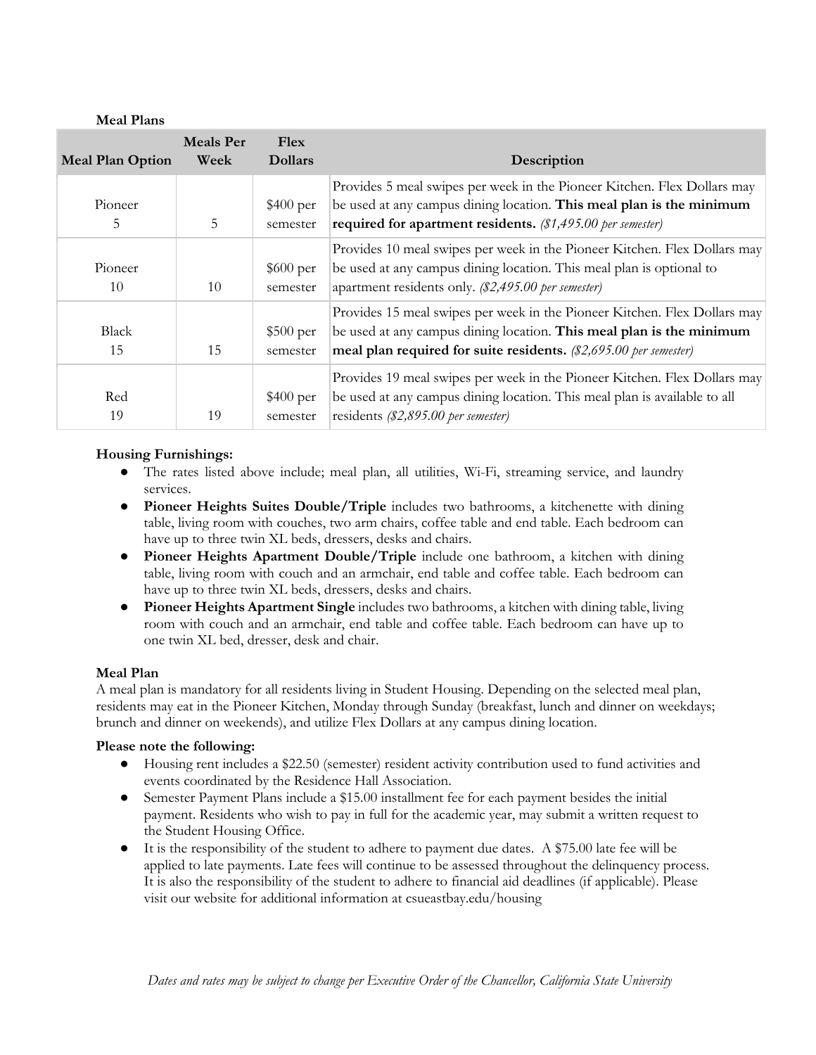**Meal Plans**

| Meal Plan Option | Meals Per Week | Flex Dollars | Description |
|---|---|---|---|
| Pioneer 5 | 5 | $400 per semester | Provides 5 meal swipes per week in the Pioneer Kitchen. Flex Dollars may be used at any campus dining location. **This meal plan is the minimum required for apartment residents.** *($1,495.00 per semester)* |
| Pioneer 10 | 10 | $600 per semester | Provides 10 meal swipes per week in the Pioneer Kitchen. Flex Dollars may be used at any campus dining location. This meal plan is optional to apartment residents only. *($2,495.00 per semester)* |
| Black 15 | 15 | $500 per semester | Provides 15 meal swipes per week in the Pioneer Kitchen. Flex Dollars may be used at any campus dining location. **This meal plan is the minimum meal plan required for suite residents.** *($2,695.00 per semester)* |
| Red 19 | 19 | $400 per semester | Provides 19 meal swipes per week in the Pioneer Kitchen. Flex Dollars may be used at any campus dining location. This meal plan is available to all residents *($2,895.00 per semester)* |

**Housing Furnishings:**

- The rates listed above include; meal plan, all utilities, Wi-Fi, streaming service, and laundry services.
- **Pioneer Heights Suites Double/Triple** includes two bathrooms, a kitchenette with dining table, living room with couches, two arm chairs, coffee table and end table. Each bedroom can have up to three twin XL beds, dressers, desks and chairs.
- **Pioneer Heights Apartment Double/Triple** include one bathroom, a kitchen with dining table, living room with couch and an armchair, end table and coffee table. Each bedroom can have up to three twin XL beds, dressers, desks and chairs.
- **Pioneer Heights Apartment Single** includes two bathrooms, a kitchen with dining table, living room with couch and an armchair, end table and coffee table. Each bedroom can have up to one twin XL bed, dresser, desk and chair.

**Meal Plan**

A meal plan is mandatory for all residents living in Student Housing. Depending on the selected meal plan, residents may eat in the Pioneer Kitchen, Monday through Sunday (breakfast, lunch and dinner on weekdays; brunch and dinner on weekends), and utilize Flex Dollars at any campus dining location.

**Please note the following:**

- Housing rent includes a $22.50 (semester) resident activity contribution used to fund activities and events coordinated by the Residence Hall Association.
- Semester Payment Plans include a $15.00 installment fee for each payment besides the initial payment. Residents who wish to pay in full for the academic year, may submit a written request to the Student Housing Office.
- It is the responsibility of the student to adhere to payment due dates. A $75.00 late fee will be applied to late payments. Late fees will continue to be assessed throughout the delinquency process. It is also the responsibility of the student to adhere to financial aid deadlines (if applicable). Please visit our website for additional information at csueastbay.edu/housing

*Dates and rates may be subject to change per Executive Order of the Chancellor, California State University*